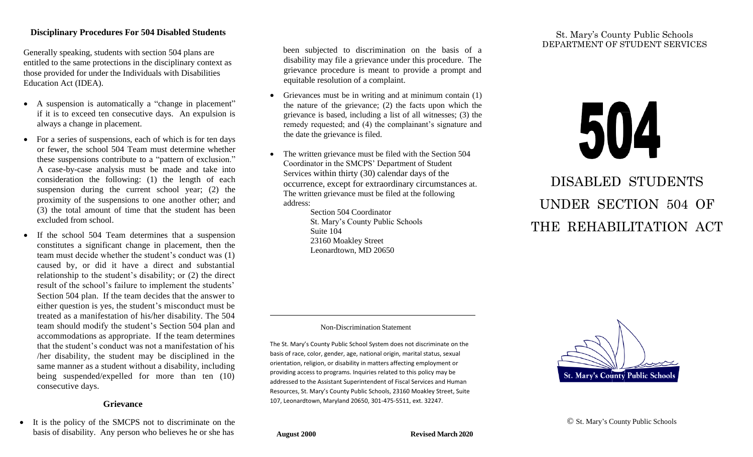### Disciplinary Procedures For 504 Disabled Students

Generally speaking, students with section 504 plans are entitled to the same protections in the disciplinary context as those provided for under the Individuals with Disabilities Education Act (IDEA).

- A suspension is automatically a "change in placement" if it is to exceed ten consecutive days. An expulsion is always a change in placement.
- For a series of suspensions, each of which is for ten days or fewer, the school 504 Team must determine whether these suspensions contribute to a "pattern of exclusion." A case-by-case analysis must be made and take into consideration the following: (1) the length of each suspension during the current school year; (2) the proximity of the suspensions to one another other; and (3) the total amount of time that the student has been excluded from school.
- If the school 504 Team determines that a suspension constitutes a significant change in placement, then the team must decide whether the student's conduct was (1) caused by, or did it have a direct and substantial relationship to the student's disability; or (2) the direct result of the school's failure to implement the students' Section 504 plan. If the team decides that the answer to either question is yes, the student's misconduct must be treated as a manifestation of his/her disability. The 504 team should modify the student's Section 504 plan and accommodations as appropriate. If the team determines that the student's conduct was not a manifestation of his /her disability, the student may be disciplined in the same manner as a student without a disability, including being suspended/expelled for more than ten (10) consecutive days.

### Grievance

- It is the policy of the SMCPS not to discriminate on the basis of disability. Any person who believes he or she has been subjected to discrimination on the basis of a disability may file a grievance under this procedure. The grievance procedure is meant to provide a prompt and equitable resolution of a complaint.
- Grievances must be in writing and at minimum contain (1) the nature of the grievance; (2) the facts upon which the grievance is based, including a list of all witnesses; (3) the remedy requested; and (4) the complainant's signature and the date the grievance is filed.
- The written grievance must be filed with the Section 504 Coordinator in the SMCPS' Department of Student Services within thirty (30) calendar days of the occurrence, except for extraordinary circumstances at. The written grievance must be filed at the following address:

  Section 504 Coordinator
  St. Mary's County Public Schools
  Suite 104
  23160 Moakley Street
  Leonardtown, MD 20650

---

Non-Discrimination Statement

The St. Mary's County Public School System does not discriminate on the basis of race, color, gender, age, national origin, marital status, sexual orientation, religion, or disability in matters affecting employment or providing access to programs. Inquiries related to this policy may be addressed to the Assistant Superintendent of Fiscal Services and Human Resources, St. Mary's County Public Schools, 23160 Moakley Street, Suite 107, Leonardtown, Maryland 20650, 301-475-5511, ext. 32247.

**August 2000** **Revised March 2020**

St. Mary's County Public Schools
DEPARTMENT OF STUDENT SERVICES

# 504

# DISABLED STUDENTS UNDER SECTION 504 OF THE REHABILITATION ACT

St. Mary's County Public Schools

© St. Mary's County Public Schools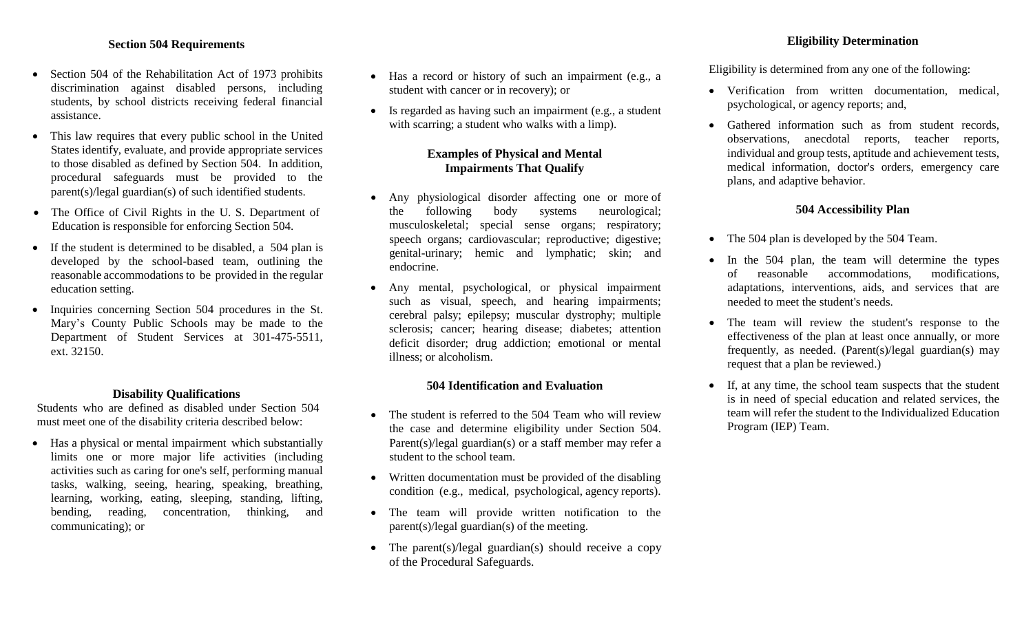## Section 504 Requirements

- Section 504 of the Rehabilitation Act of 1973 prohibits discrimination against disabled persons, including students, by school districts receiving federal financial assistance.
- This law requires that every public school in the United States identify, evaluate, and provide appropriate services to those disabled as defined by Section 504. In addition, procedural safeguards must be provided to the parent(s)/legal guardian(s) of such identified students.
- The Office of Civil Rights in the U. S. Department of Education is responsible for enforcing Section 504.
- If the student is determined to be disabled, a 504 plan is developed by the school-based team, outlining the reasonable accommodations to be provided in the regular education setting.
- Inquiries concerning Section 504 procedures in the St. Mary's County Public Schools may be made to the Department of Student Services at 301-475-5511, ext. 32150.

## Disability Qualifications

Students who are defined as disabled under Section 504 must meet one of the disability criteria described below:

- Has a physical or mental impairment which substantially limits one or more major life activities (including activities such as caring for one's self, performing manual tasks, walking, seeing, hearing, speaking, breathing, learning, working, eating, sleeping, standing, lifting, bending, reading, concentration, thinking, and communicating); or
- Has a record or history of such an impairment (e.g., a student with cancer or in recovery); or
- Is regarded as having such an impairment (e.g., a student with scarring; a student who walks with a limp).

## Examples of Physical and Mental Impairments That Qualify

- Any physiological disorder affecting one or more of the following body systems neurological; musculoskeletal; special sense organs; respiratory; speech organs; cardiovascular; reproductive; digestive; genital-urinary; hemic and lymphatic; skin; and endocrine.
- Any mental, psychological, or physical impairment such as visual, speech, and hearing impairments; cerebral palsy; epilepsy; muscular dystrophy; multiple sclerosis; cancer; hearing disease; diabetes; attention deficit disorder; drug addiction; emotional or mental illness; or alcoholism.

## 504 Identification and Evaluation

- The student is referred to the 504 Team who will review the case and determine eligibility under Section 504. Parent(s)/legal guardian(s) or a staff member may refer a student to the school team.
- Written documentation must be provided of the disabling condition (e.g., medical, psychological, agency reports).
- The team will provide written notification to the parent(s)/legal guardian(s) of the meeting.
- The parent(s)/legal guardian(s) should receive a copy of the Procedural Safeguards.

## Eligibility Determination

Eligibility is determined from any one of the following:

- Verification from written documentation, medical, psychological, or agency reports; and,
- Gathered information such as from student records, observations, anecdotal reports, teacher reports, individual and group tests, aptitude and achievement tests, medical information, doctor's orders, emergency care plans, and adaptive behavior.

## 504 Accessibility Plan

- The 504 plan is developed by the 504 Team.
- In the 504 plan, the team will determine the types of reasonable accommodations, modifications, adaptations, interventions, aids, and services that are needed to meet the student's needs.
- The team will review the student's response to the effectiveness of the plan at least once annually, or more frequently, as needed. (Parent(s)/legal guardian(s) may request that a plan be reviewed.)
- If, at any time, the school team suspects that the student is in need of special education and related services, the team will refer the student to the Individualized Education Program (IEP) Team.